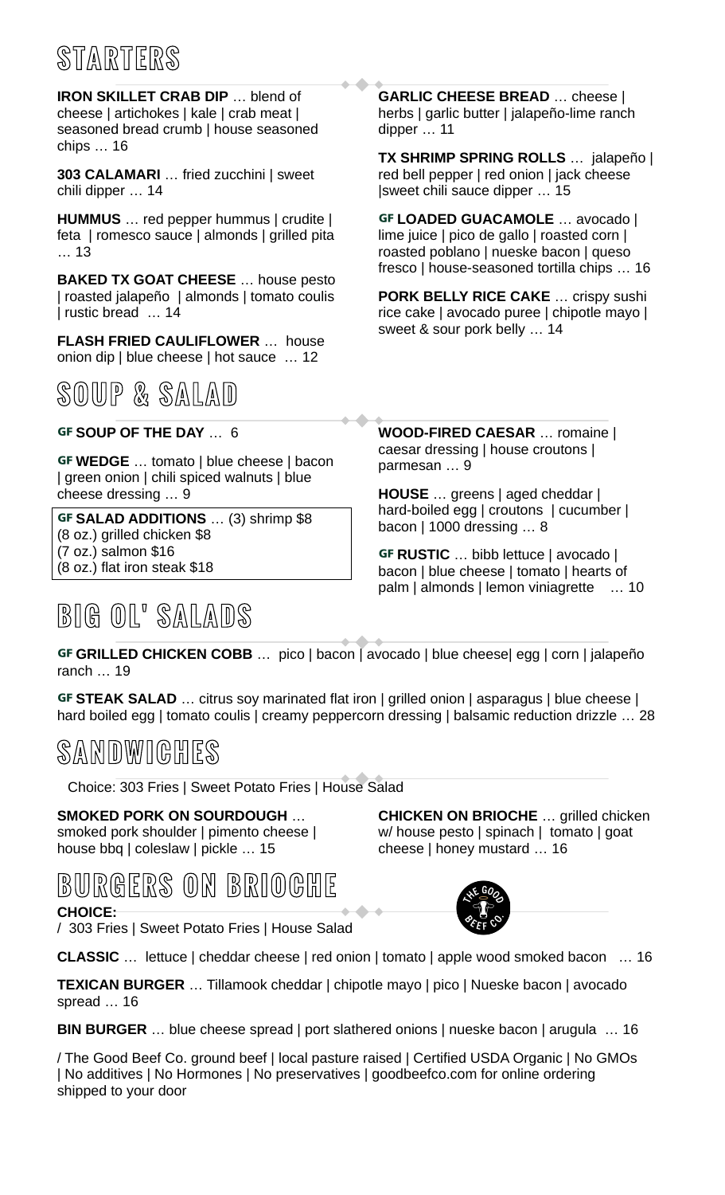# STARTERS

**IRON SKILLET CRAB DIP** … blend of cheese | artichokes | kale | crab meat | seasoned bread crumb | house seasoned chips … 16

**303 CALAMARI** … fried zucchini | sweet chili dipper … 14

**HUMMUS** … red pepper hummus | crudite | feta | romesco sauce | almonds | grilled pita … 13

**BAKED TX GOAT CHEESE** … house pesto | roasted jalapeño | almonds | tomato coulis | rustic bread … 14

**FLASH FRIED CAULIFLOWER** … house onion dip | blue cheese | hot sauce … 12

**GARLIC CHEESE BREAD** … cheese | herbs | garlic butter | jalapeño-lime ranch dipper … 11

**TX SHRIMP SPRING ROLLS** … jalapeño | red bell pepper | red onion | jack cheese |sweet chili sauce dipper … 15

**GF LOADED GUACAMOLE** … avocado | lime juice | pico de gallo | roasted corn | roasted poblano | nueske bacon | queso fresco | house-seasoned tortilla chips … 16

**PORK BELLY RICE CAKE** … crispy sushi rice cake | avocado puree | chipotle mayo | sweet & sour pork belly … 14

# SOUP & SALAD

**GF SOUP OF THE DAY** … 6

**GF WEDGE** … tomato | blue cheese | bacon | green onion | chili spiced walnuts | blue cheese dressing … 9

**GF SALAD ADDITIONS** … (3) shrimp $8
(8 oz.) grilled chicken $8
(7 oz.) salmon $16
(8 oz.) flat iron steak $18

**WOOD-FIRED CAESAR** … romaine | caesar dressing | house croutons | parmesan … 9

**HOUSE** … greens | aged cheddar | hard-boiled egg | croutons | cucumber | bacon | 1000 dressing … 8

**GF RUSTIC** … bibb lettuce | avocado | bacon | blue cheese | tomato | hearts of palm | almonds | lemon viniagrette … 10

# BIG OL' SALADS

**GF GRILLED CHICKEN COBB** … pico | bacon | avocado | blue cheese| egg | corn | jalapeño ranch … 19

**GF STEAK SALAD** … citrus soy marinated flat iron | grilled onion | asparagus | blue cheese | hard boiled egg | tomato coulis | creamy peppercorn dressing | balsamic reduction drizzle … 28

# SANDWICHES

Choice: 303 Fries | Sweet Potato Fries | House Salad

**SMOKED PORK ON SOURDOUGH** … smoked pork shoulder | pimento cheese | house bbq | coleslaw | pickle … 15

**CHICKEN ON BRIOCHE** … grilled chicken w/ house pesto | spinach | tomato | goat cheese | honey mustard … 16

# BURGERS ON BRIOCHE

**CHOICE:**
/ 303 Fries | Sweet Potato Fries | House Salad

**CLASSIC** … lettuce | cheddar cheese | red onion | tomato | apple wood smoked bacon … 16

**TEXICAN BURGER** … Tillamook cheddar | chipotle mayo | pico | Nueske bacon | avocado spread … 16

**BIN BURGER** … blue cheese spread | port slathered onions | nueske bacon | arugula … 16

/ The Good Beef Co. ground beef | local pasture raised | Certified USDA Organic | No GMOs | No additives | No Hormones | No preservatives | goodbeefco.com for online ordering shipped to your door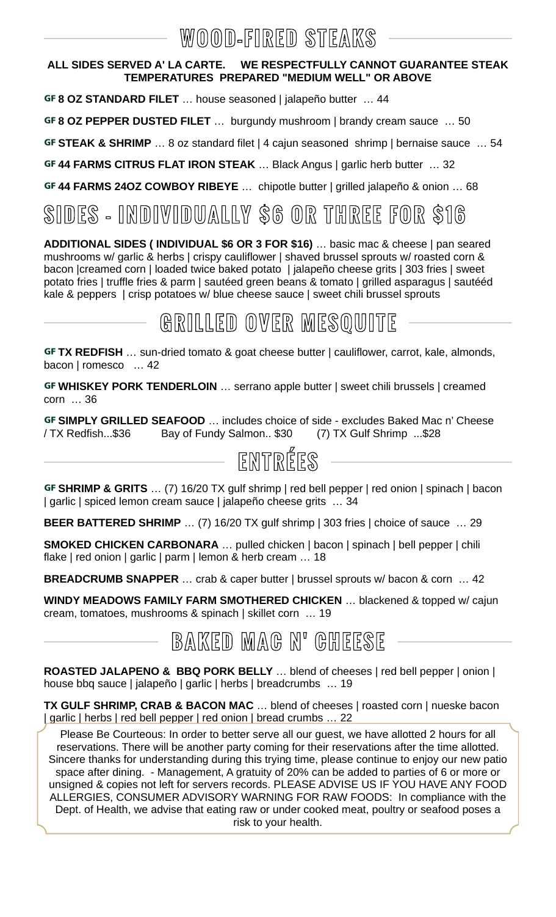## WOOD-FIRED STEAKS

**ALL SIDES SERVED A' LA CARTE. WE RESPECTFULLY CANNOT GUARANTEE STEAK TEMPERATURES PREPARED "MEDIUM WELL" OR ABOVE**

**GF 8 OZ STANDARD FILET** … house seasoned | jalapeño butter … 44

**GF 8 OZ PEPPER DUSTED FILET** … burgundy mushroom | brandy cream sauce … 50

**GF STEAK & SHRIMP** … 8 oz standard filet | 4 cajun seasoned shrimp | bernaise sauce … 54

**GF 44 FARMS CITRUS FLAT IRON STEAK** … Black Angus | garlic herb butter … 32

**GF 44 FARMS 24OZ COWBOY RIBEYE** … chipotle butter | grilled jalapeño & onion … 68

## SIDES - INDIVIDUALLY $6 OR THREE FOR $16

**ADDITIONAL SIDES ( INDIVIDUAL $6 OR 3 FOR $16)** … basic mac & cheese | pan seared mushrooms w/ garlic & herbs | crispy cauliflower | shaved brussel sprouts w/ roasted corn & bacon |creamed corn | loaded twice baked potato | jalapeño cheese grits | 303 fries | sweet potato fries | truffle fries & parm | sautéed green beans & tomato | grilled asparagus | sautééd kale & peppers | crisp potatoes w/ blue cheese sauce | sweet chili brussel sprouts

## GRILLED OVER MESQUITE

**GF TX REDFISH** … sun-dried tomato & goat cheese butter | cauliflower, carrot, kale, almonds, bacon | romesco … 42

**GF WHISKEY PORK TENDERLOIN** … serrano apple butter | sweet chili brussels | creamed corn … 36

**GF SIMPLY GRILLED SEAFOOD** … includes choice of side - excludes Baked Mac n' Cheese / TX Redfish...$36 Bay of Fundy Salmon.. $30 (7) TX Gulf Shrimp ...$28

## ENTRÉES

**GF SHRIMP & GRITS** … (7) 16/20 TX gulf shrimp | red bell pepper | red onion | spinach | bacon | garlic | spiced lemon cream sauce | jalapeño cheese grits … 34

**BEER BATTERED SHRIMP** … (7) 16/20 TX gulf shrimp | 303 fries | choice of sauce … 29

**SMOKED CHICKEN CARBONARA** … pulled chicken | bacon | spinach | bell pepper | chili flake | red onion | garlic | parm | lemon & herb cream … 18

**BREADCRUMB SNAPPER** … crab & caper butter | brussel sprouts w/ bacon & corn … 42

**WINDY MEADOWS FAMILY FARM SMOTHERED CHICKEN** … blackened & topped w/ cajun cream, tomatoes, mushrooms & spinach | skillet corn … 19

## BAKED MAC N' CHEESE

**ROASTED JALAPENO & BBQ PORK BELLY** … blend of cheeses | red bell pepper | onion | house bbq sauce | jalapeño | garlic | herbs | breadcrumbs … 19

**TX GULF SHRIMP, CRAB & BACON MAC** … blend of cheeses | roasted corn | nueske bacon | garlic | herbs | red bell pepper | red onion | bread crumbs … 22

Please Be Courteous: In order to better serve all our guest, we have allotted 2 hours for all reservations. There will be another party coming for their reservations after the time allotted. Sincere thanks for understanding during this trying time, please continue to enjoy our new patio space after dining. - Management, A gratuity of 20% can be added to parties of 6 or more or unsigned & copies not left for servers records. PLEASE ADVISE US IF YOU HAVE ANY FOOD ALLERGIES, CONSUMER ADVISORY WARNING FOR RAW FOODS: In compliance with the Dept. of Health, we advise that eating raw or under cooked meat, poultry or seafood poses a risk to your health.